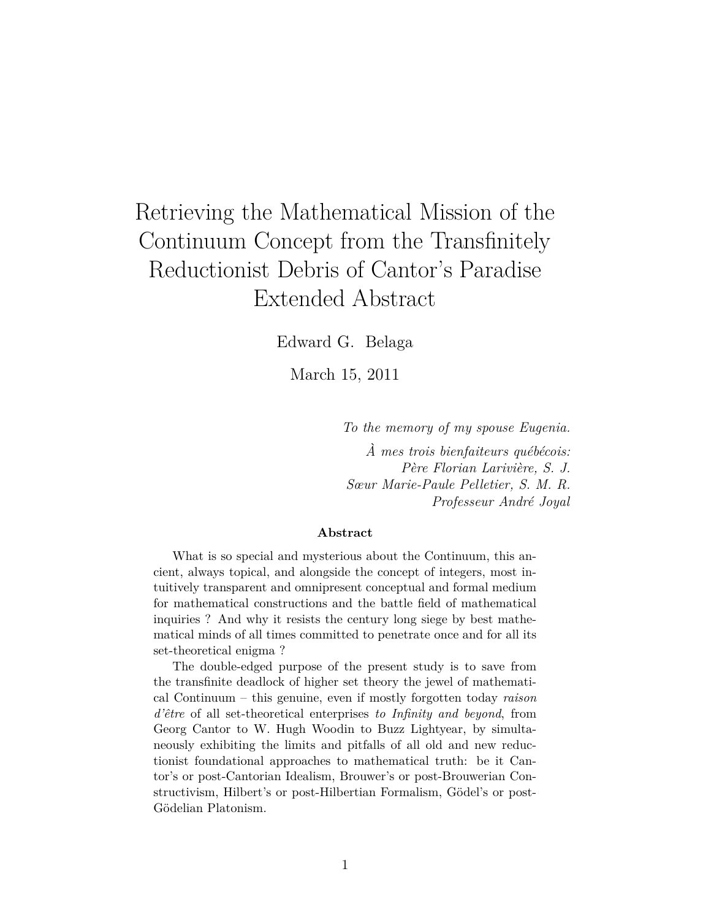# Retrieving the Mathematical Mission of the Continuum Concept from the Transfinitely Reductionist Debris of Cantor's Paradise
## Extended Abstract

Edward G. Belaga

March 15, 2011

*To the memory of my spouse Eugenia.*

*À mes trois bienfaiteurs québécois:*
*Père Florian Larivière, S. J.*
*Sœur Marie-Paule Pelletier, S. M. R.*
*Professeur André Joyal*

### Abstract

What is so special and mysterious about the Continuum, this ancient, always topical, and alongside the concept of integers, most intuitively transparent and omnipresent conceptual and formal medium for mathematical constructions and the battle field of mathematical inquiries ? And why it resists the century long siege by best mathematical minds of all times committed to penetrate once and for all its set-theoretical enigma ?

The double-edged purpose of the present study is to save from the transfinite deadlock of higher set theory the jewel of mathematical Continuum – this genuine, even if mostly forgotten today *raison d'être* of all set-theoretical enterprises *to Infinity and beyond*, from Georg Cantor to W. Hugh Woodin to Buzz Lightyear, by simultaneously exhibiting the limits and pitfalls of all old and new reductionist foundational approaches to mathematical truth: be it Cantor's or post-Cantorian Idealism, Brouwer's or post-Brouwerian Constructivism, Hilbert's or post-Hilbertian Formalism, Gödel's or post-Gödelian Platonism.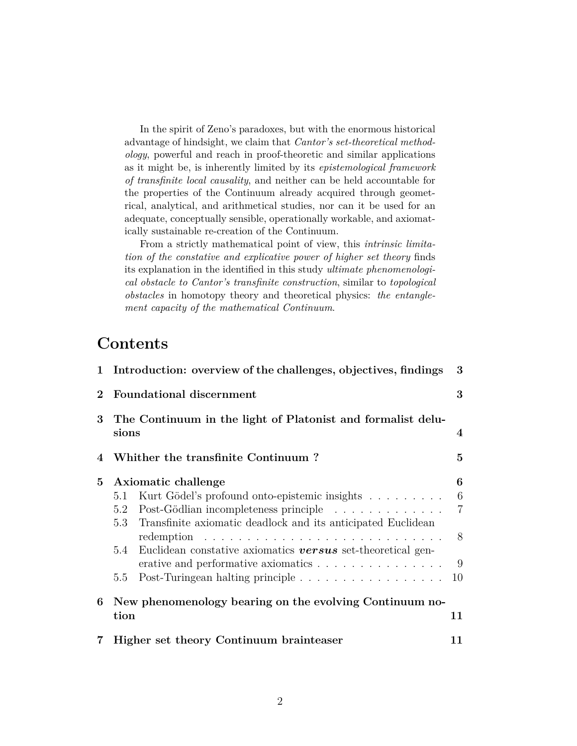In the spirit of Zeno's paradoxes, but with the enormous historical advantage of hindsight, we claim that *Cantor's set-theoretical methodology*, powerful and reach in proof-theoretic and similar applications as it might be, is inherently limited by its *epistemological framework of transfinite local causality*, and neither can be held accountable for the properties of the Continuum already acquired through geometrical, analytical, and arithmetical studies, nor can it be used for an adequate, conceptually sensible, operationally workable, and axiomatically sustainable re-creation of the Continuum.

From a strictly mathematical point of view, this *intrinsic limitation of the constative and explicative power of higher set theory* finds its explanation in the identified in this study *ultimate phenomenological obstacle to Cantor's transfinite construction*, similar to *topological obstacles* in homotopy theory and theoretical physics: *the entanglement capacity of the mathematical Continuum*.

# Contents

- **1 Introduction: overview of the challenges, objectives, findings** — **3**
- **2 Foundational discernment** — **3**
- **3 The Continuum in the light of Platonist and formalist delusions** — **4**
- **4 Whither the transfinite Continuum ?** — **5**
- **5 Axiomatic challenge** — **6**
  - 5.1 Kurt Gödel's profound onto-epistemic insights — 6
  - 5.2 Post-Gödlian incompleteness principle — 7
  - 5.3 Transfinite axiomatic deadlock and its anticipated Euclidean redemption — 8
  - 5.4 Euclidean constative axiomatics ***versus*** set-theoretical generative and performative axiomatics — 9
  - 5.5 Post-Turingean halting principle — 10
- **6 New phenomenology bearing on the evolving Continuum notion** — **11**
- **7 Higher set theory Continuum brainteaser** — **11**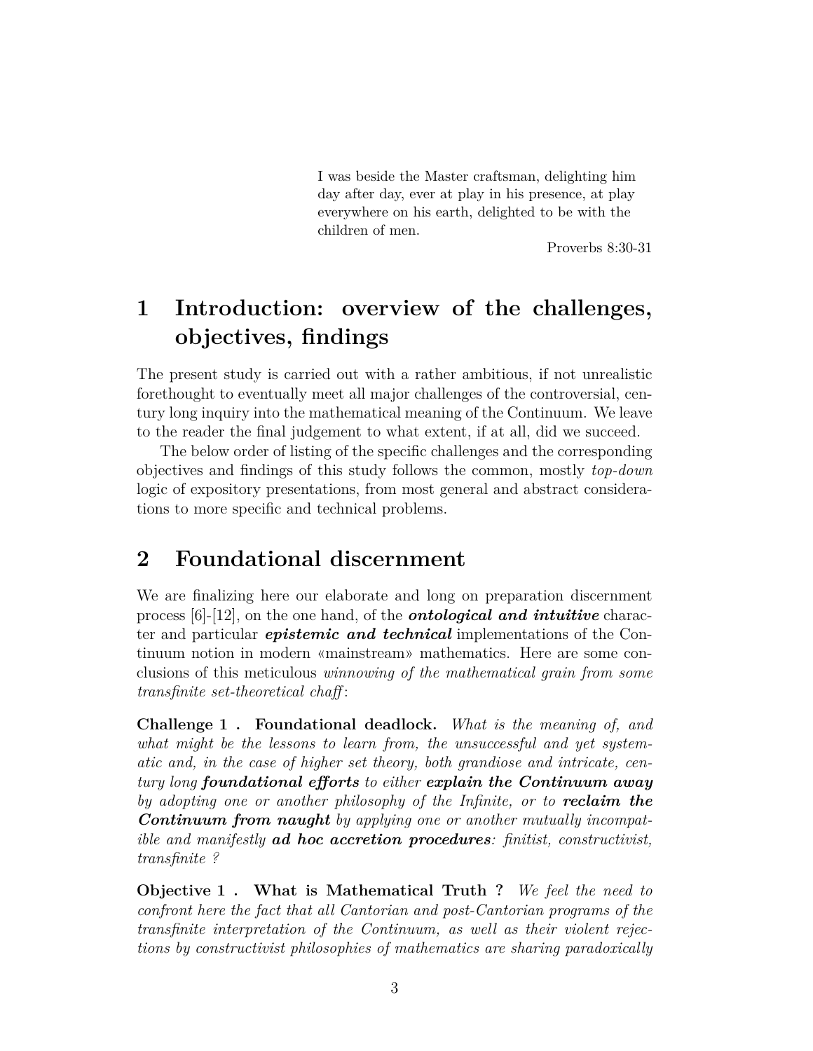> I was beside the Master craftsman, delighting him day after day, ever at play in his presence, at play everywhere on his earth, delighted to be with the children of men.
>
> Proverbs 8:30-31

# 1 Introduction: overview of the challenges, objectives, findings

The present study is carried out with a rather ambitious, if not unrealistic forethought to eventually meet all major challenges of the controversial, century long inquiry into the mathematical meaning of the Continuum. We leave to the reader the final judgement to what extent, if at all, did we succeed.

The below order of listing of the specific challenges and the corresponding objectives and findings of this study follows the common, mostly *top-down* logic of expository presentations, from most general and abstract considerations to more specific and technical problems.

# 2 Foundational discernment

We are finalizing here our elaborate and long on preparation discernment process [6]-[12], on the one hand, of the ***ontological and intuitive*** character and particular ***epistemic and technical*** implementations of the Continuum notion in modern «mainstream» mathematics. Here are some conclusions of this meticulous *winnowing of the mathematical grain from some transfinite set-theoretical chaff*:

**Challenge 1 . Foundational deadlock.** *What is the meaning of, and what might be the lessons to learn from, the unsuccessful and yet systematic and, in the case of higher set theory, both grandiose and intricate, century long* ***foundational efforts*** *to either* ***explain the Continuum away*** *by adopting one or another philosophy of the Infinite, or to* ***reclaim the Continuum from naught*** *by applying one or another mutually incompatible and manifestly* ***ad hoc accretion procedures****: finitist, constructivist, transfinite ?*

**Objective 1 . What is Mathematical Truth ?** *We feel the need to confront here the fact that all Cantorian and post-Cantorian programs of the transfinite interpretation of the Continuum, as well as their violent rejections by constructivist philosophies of mathematics are sharing paradoxically*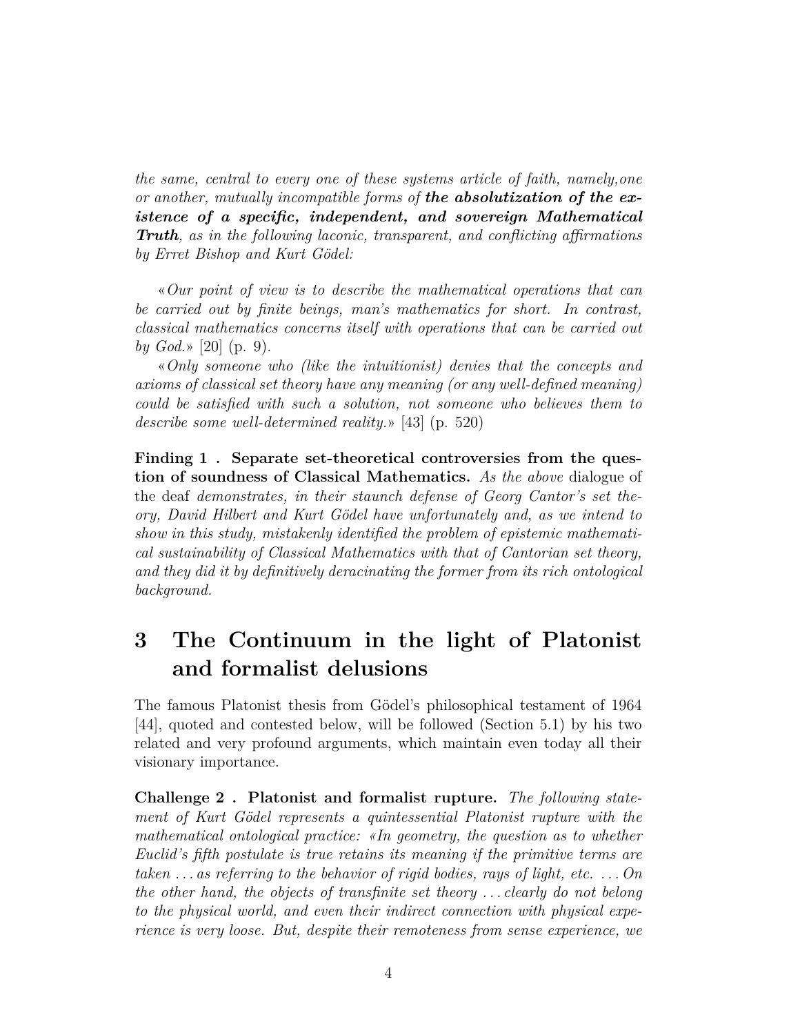*the same, central to every one of these systems article of faith, namely,one or another, mutually incompatible forms of* ***the absolutization of the existence of a specific, independent, and sovereign Mathematical Truth****, as in the following laconic, transparent, and conflicting affirmations by Erret Bishop and Kurt Gödel:*

«*Our point of view is to describe the mathematical operations that can be carried out by finite beings, man's mathematics for short. In contrast, classical mathematics concerns itself with operations that can be carried out by God.*» [20] (p. 9).

«*Only someone who (like the intuitionist) denies that the concepts and axioms of classical set theory have any meaning (or any well-defined meaning) could be satisfied with such a solution, not someone who believes them to describe some well-determined reality.*» [43] (p. 520)

**Finding 1 . Separate set-theoretical controversies from the question of soundness of Classical Mathematics.** *As the above* dialogue of the deaf *demonstrates, in their staunch defense of Georg Cantor's set theory, David Hilbert and Kurt Gödel have unfortunately and, as we intend to show in this study, mistakenly identified the problem of epistemic mathematical sustainability of Classical Mathematics with that of Cantorian set theory, and they did it by definitively deracinating the former from its rich ontological background.*

# 3 The Continuum in the light of Platonist and formalist delusions

The famous Platonist thesis from Gödel's philosophical testament of 1964 [44], quoted and contested below, will be followed (Section 5.1) by his two related and very profound arguments, which maintain even today all their visionary importance.

**Challenge 2 . Platonist and formalist rupture.** *The following statement of Kurt Gödel represents a quintessential Platonist rupture with the mathematical ontological practice: «In geometry, the question as to whether Euclid's fifth postulate is true retains its meaning if the primitive terms are taken ... as referring to the behavior of rigid bodies, rays of light, etc. ... On the other hand, the objects of transfinite set theory ... clearly do not belong to the physical world, and even their indirect connection with physical experience is very loose. But, despite their remoteness from sense experience, we*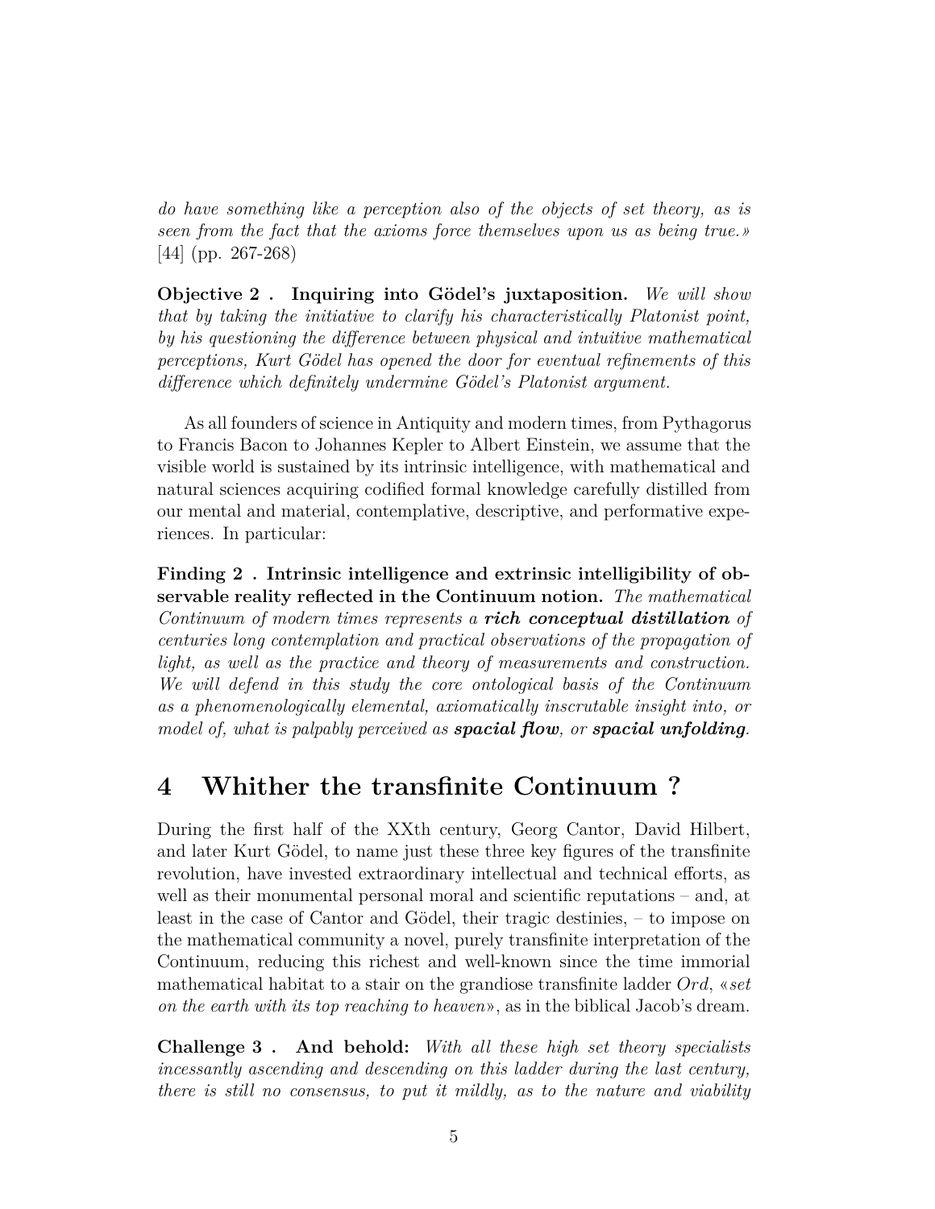*do have something like a perception also of the objects of set theory, as is seen from the fact that the axioms force themselves upon us as being true.»* [44] (pp. 267-268)

**Objective 2 . Inquiring into Gödel's juxtaposition.** *We will show that by taking the initiative to clarify his characteristically Platonist point, by his questioning the difference between physical and intuitive mathematical perceptions, Kurt Gödel has opened the door for eventual refinements of this difference which definitely undermine Gödel's Platonist argument.*

As all founders of science in Antiquity and modern times, from Pythagorus to Francis Bacon to Johannes Kepler to Albert Einstein, we assume that the visible world is sustained by its intrinsic intelligence, with mathematical and natural sciences acquiring codified formal knowledge carefully distilled from our mental and material, contemplative, descriptive, and performative experiences. In particular:

**Finding 2 . Intrinsic intelligence and extrinsic intelligibility of observable reality reflected in the Continuum notion.** *The mathematical Continuum of modern times represents a* ***rich conceptual distillation*** *of centuries long contemplation and practical observations of the propagation of light, as well as the practice and theory of measurements and construction. We will defend in this study the core ontological basis of the Continuum as a phenomenologically elemental, axiomatically inscrutable insight into, or model of, what is palpably perceived as* ***spacial flow****, or* ***spacial unfolding****.*

# 4 Whither the transfinite Continuum ?

During the first half of the XXth century, Georg Cantor, David Hilbert, and later Kurt Gödel, to name just these three key figures of the transfinite revolution, have invested extraordinary intellectual and technical efforts, as well as their monumental personal moral and scientific reputations – and, at least in the case of Cantor and Gödel, their tragic destinies, – to impose on the mathematical community a novel, purely transfinite interpretation of the Continuum, reducing this richest and well-known since the time immorial mathematical habitat to a stair on the grandiose transfinite ladder *Ord*, «*set on the earth with its top reaching to heaven*», as in the biblical Jacob's dream.

**Challenge 3 . And behold:** *With all these high set theory specialists incessantly ascending and descending on this ladder during the last century, there is still no consensus, to put it mildly, as to the nature and viability*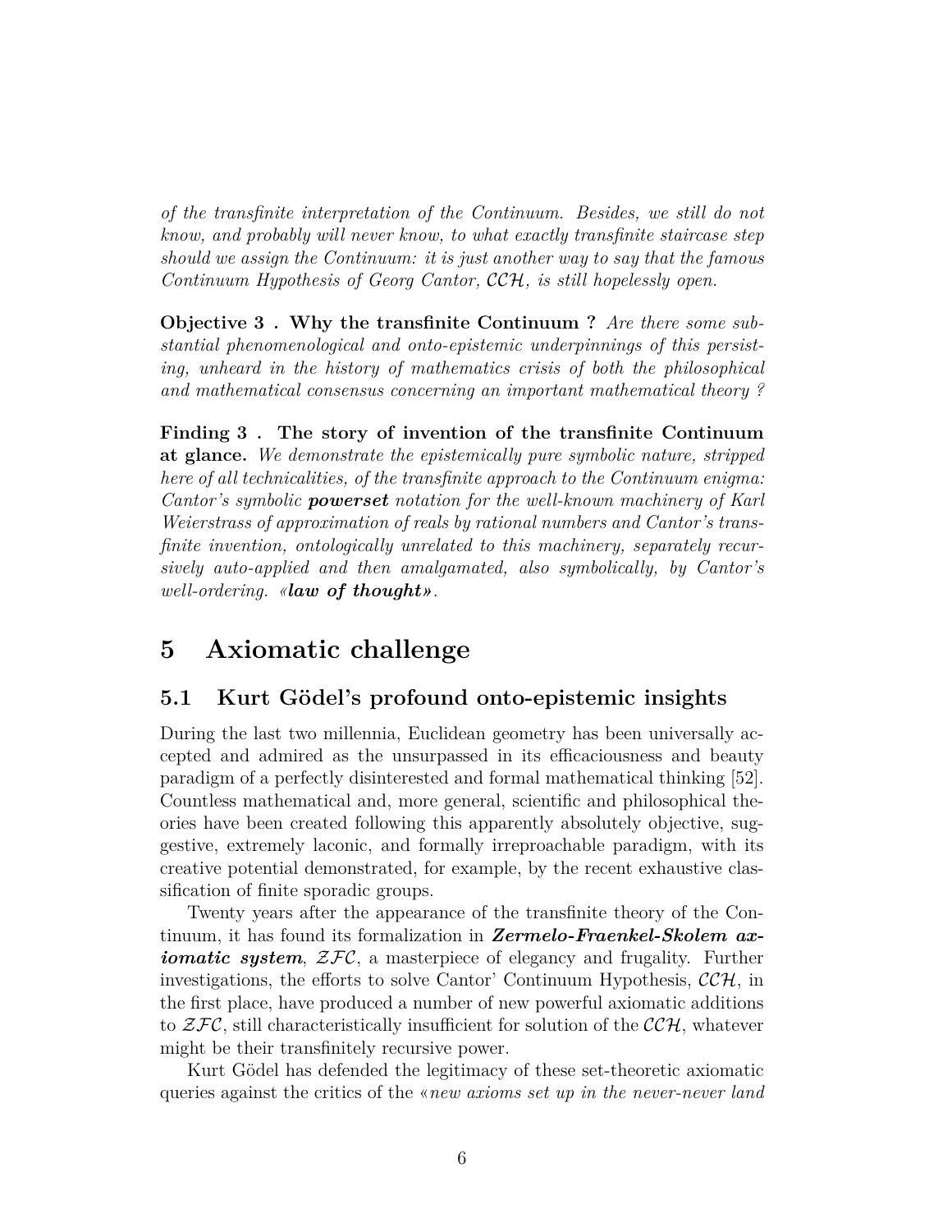*of the transfinite interpretation of the Continuum. Besides, we still do not know, and probably will never know, to what exactly transfinite staircase step should we assign the Continuum: it is just another way to say that the famous Continuum Hypothesis of Georg Cantor, $\mathcal{CCH}$, is still hopelessly open.*

**Objective 3 . Why the transfinite Continuum ?** *Are there some substantial phenomenological and onto-epistemic underpinnings of this persisting, unheard in the history of mathematics crisis of both the philosophical and mathematical consensus concerning an important mathematical theory ?*

**Finding 3 . The story of invention of the transfinite Continuum at glance.** *We demonstrate the epistemically pure symbolic nature, stripped here of all technicalities, of the transfinite approach to the Continuum enigma: Cantor's symbolic* ***powerset*** *notation for the well-known machinery of Karl Weierstrass of approximation of reals by rational numbers and Cantor's transfinite invention, ontologically unrelated to this machinery, separately recursively auto-applied and then amalgamated, also symbolically, by Cantor's well-ordering. «**law of thought**».*

# 5 Axiomatic challenge

## 5.1 Kurt Gödel's profound onto-epistemic insights

During the last two millennia, Euclidean geometry has been universally accepted and admired as the unsurpassed in its efficaciousness and beauty paradigm of a perfectly disinterested and formal mathematical thinking [52]. Countless mathematical and, more general, scientific and philosophical theories have been created following this apparently absolutely objective, suggestive, extremely laconic, and formally irreproachable paradigm, with its creative potential demonstrated, for example, by the recent exhaustive classification of finite sporadic groups.

Twenty years after the appearance of the transfinite theory of the Continuum, it has found its formalization in ***Zermelo-Fraenkel-Skolem axiomatic system***, $\mathcal{ZFC}$, a masterpiece of elegancy and frugality. Further investigations, the efforts to solve Cantor' Continuum Hypothesis, $\mathcal{CCH}$, in the first place, have produced a number of new powerful axiomatic additions to $\mathcal{ZFC}$, still characteristically insufficient for solution of the $\mathcal{CCH}$, whatever might be their transfinitely recursive power.

Kurt Gödel has defended the legitimacy of these set-theoretic axiomatic queries against the critics of the «*new axioms set up in the never-never land*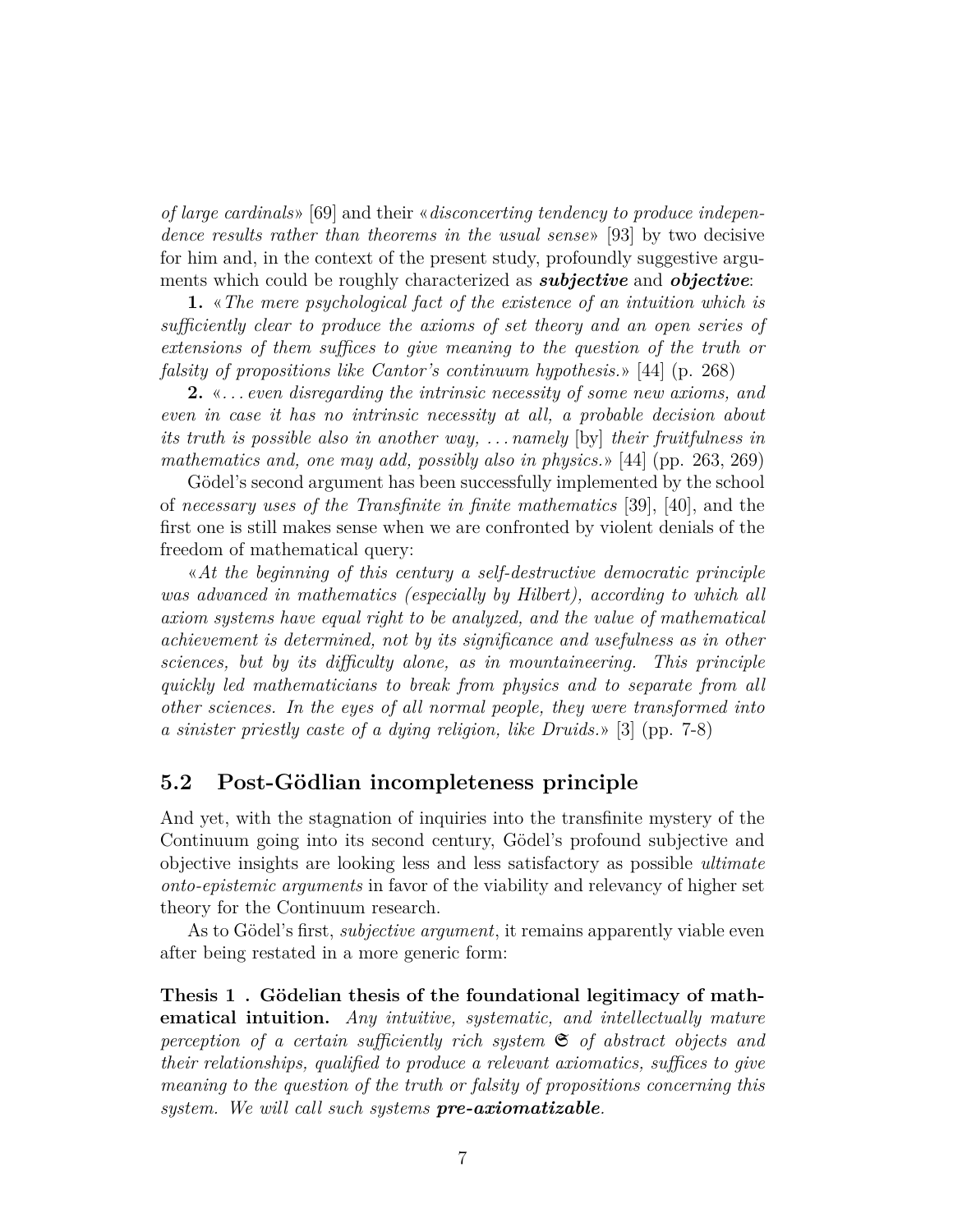*of large cardinals*» [69] and their «*disconcerting tendency to produce independence results rather than theorems in the usual sense*» [93] by two decisive for him and, in the context of the present study, profoundly suggestive arguments which could be roughly characterized as ***subjective*** and ***objective***:

**1.** «*The mere psychological fact of the existence of an intuition which is sufficiently clear to produce the axioms of set theory and an open series of extensions of them suffices to give meaning to the question of the truth or falsity of propositions like Cantor's continuum hypothesis.*» [44] (p. 268)

**2.** «*... even disregarding the intrinsic necessity of some new axioms, and even in case it has no intrinsic necessity at all, a probable decision about its truth is possible also in another way, ... namely* [by] *their fruitfulness in mathematics and, one may add, possibly also in physics.*» [44] (pp. 263, 269)

Gödel's second argument has been successfully implemented by the school of *necessary uses of the Transfinite in finite mathematics* [39], [40], and the first one is still makes sense when we are confronted by violent denials of the freedom of mathematical query:

«*At the beginning of this century a self-destructive democratic principle was advanced in mathematics (especially by Hilbert), according to which all axiom systems have equal right to be analyzed, and the value of mathematical achievement is determined, not by its significance and usefulness as in other sciences, but by its difficulty alone, as in mountaineering. This principle quickly led mathematicians to break from physics and to separate from all other sciences. In the eyes of all normal people, they were transformed into a sinister priestly caste of a dying religion, like Druids.*» [3] (pp. 7-8)

## 5.2 Post-Gödlian incompleteness principle

And yet, with the stagnation of inquiries into the transfinite mystery of the Continuum going into its second century, Gödel's profound subjective and objective insights are looking less and less satisfactory as possible *ultimate onto-epistemic arguments* in favor of the viability and relevancy of higher set theory for the Continuum research.

As to Gödel's first, *subjective argument*, it remains apparently viable even after being restated in a more generic form:

**Thesis 1 . Gödelian thesis of the foundational legitimacy of mathematical intuition.** *Any intuitive, systematic, and intellectually mature perception of a certain sufficiently rich system $\mathfrak{S}$ of abstract objects and their relationships, qualified to produce a relevant axiomatics, suffices to give meaning to the question of the truth or falsity of propositions concerning this system. We will call such systems* ***pre-axiomatizable****.*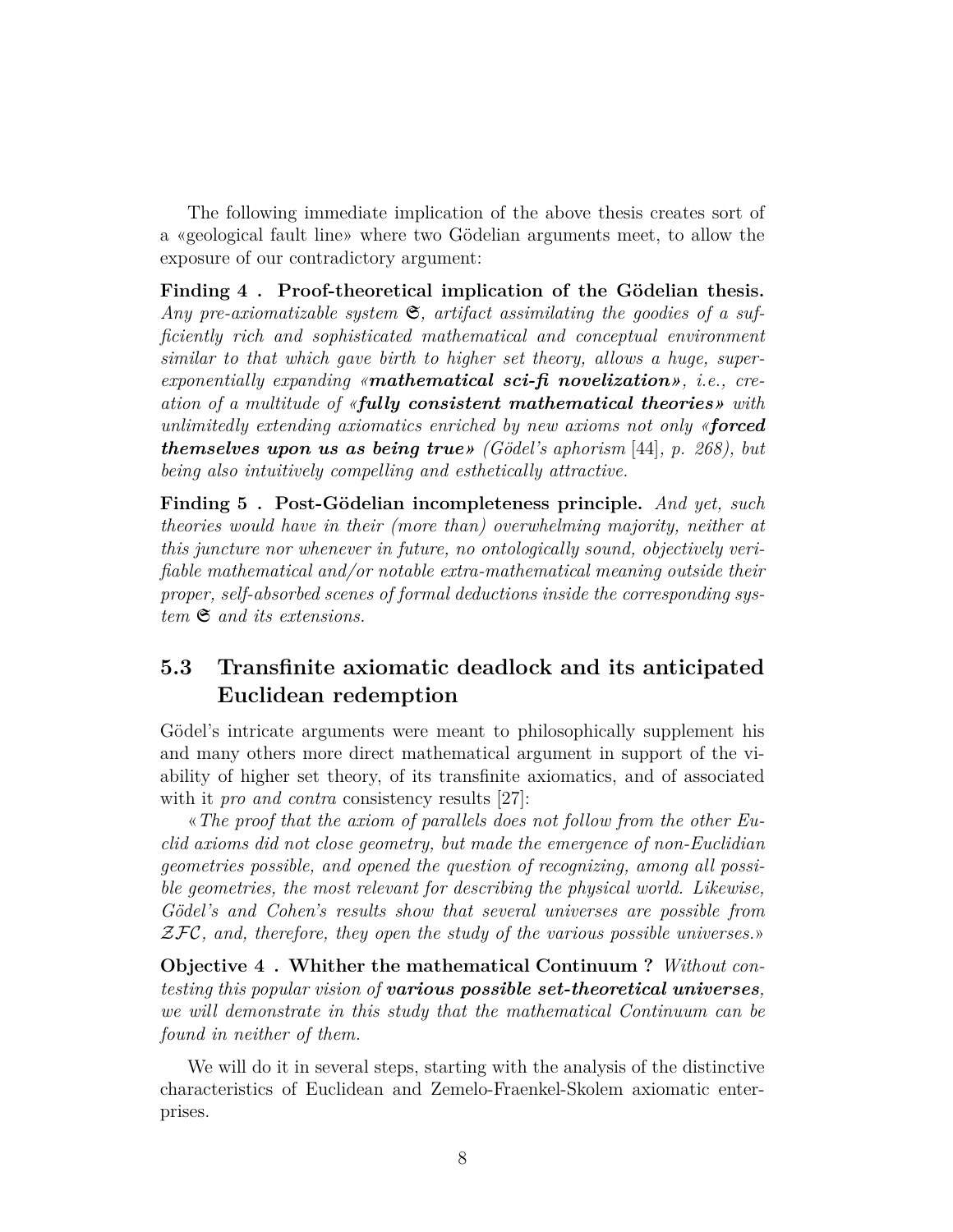The following immediate implication of the above thesis creates sort of a «geological fault line» where two Gödelian arguments meet, to allow the exposure of our contradictory argument:

**Finding 4 . Proof-theoretical implication of the Gödelian thesis.** *Any pre-axiomatizable system $\mathfrak{S}$, artifact assimilating the goodies of a sufficiently rich and sophisticated mathematical and conceptual environment similar to that which gave birth to higher set theory, allows a huge, super-exponentially expanding «**mathematical sci-fi novelization**», i.e., creation of a multitude of «**fully consistent mathematical theories**» with unlimitedly extending axiomatics enriched by new axioms not only «**forced themselves upon us as being true**» (Gödel's aphorism* [44]*, p. 268), but being also intuitively compelling and esthetically attractive.*

**Finding 5 . Post-Gödelian incompleteness principle.** *And yet, such theories would have in their (more than) overwhelming majority, neither at this juncture nor whenever in future, no ontologically sound, objectively verifiable mathematical and/or notable extra-mathematical meaning outside their proper, self-absorbed scenes of formal deductions inside the corresponding system $\mathfrak{S}$ and its extensions.*

## 5.3 Transfinite axiomatic deadlock and its anticipated Euclidean redemption

Gödel's intricate arguments were meant to philosophically supplement his and many others more direct mathematical argument in support of the viability of higher set theory, of its transfinite axiomatics, and of associated with it *pro and contra* consistency results [27]:

«*The proof that the axiom of parallels does not follow from the other Euclid axioms did not close geometry, but made the emergence of non-Euclidian geometries possible, and opened the question of recognizing, among all possible geometries, the most relevant for describing the physical world. Likewise, Gödel's and Cohen's results show that several universes are possible from $\mathcal{ZFC}$, and, therefore, they open the study of the various possible universes.*»

**Objective 4 . Whither the mathematical Continuum ?** *Without contesting this popular vision of **various possible set-theoretical universes**, we will demonstrate in this study that the mathematical Continuum can be found in neither of them.*

We will do it in several steps, starting with the analysis of the distinctive characteristics of Euclidean and Zemelo-Fraenkel-Skolem axiomatic enterprises.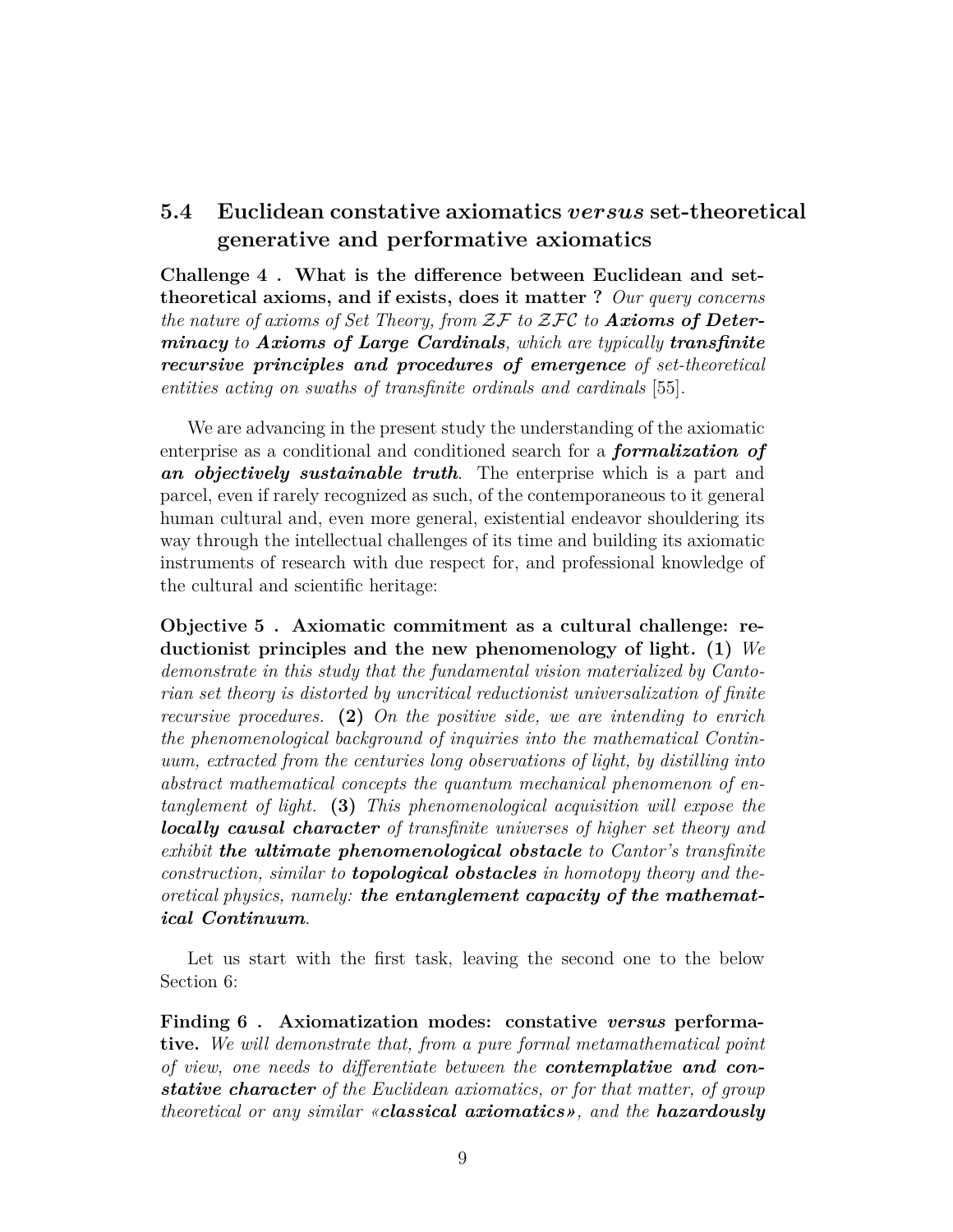### 5.4 Euclidean constative axiomatics *versus* set-theoretical generative and performative axiomatics

**Challenge 4 . What is the difference between Euclidean and set-theoretical axioms, and if exists, does it matter ?** *Our query concerns the nature of axioms of Set Theory, from $\mathcal{ZF}$ to $\mathcal{ZFC}$ to **Axioms of Determinacy** to **Axioms of Large Cardinals**, which are typically **transfinite recursive principles and procedures of emergence** of set-theoretical entities acting on swaths of transfinite ordinals and cardinals* [55].

We are advancing in the present study the understanding of the axiomatic enterprise as a conditional and conditioned search for a ***formalization of an objectively sustainable truth***. The enterprise which is a part and parcel, even if rarely recognized as such, of the contemporaneous to it general human cultural and, even more general, existential endeavor shouldering its way through the intellectual challenges of its time and building its axiomatic instruments of research with due respect for, and professional knowledge of the cultural and scientific heritage:

**Objective 5 . Axiomatic commitment as a cultural challenge: reductionist principles and the new phenomenology of light. (1)** *We demonstrate in this study that the fundamental vision materialized by Cantorian set theory is distorted by uncritical reductionist universalization of finite recursive procedures.* **(2)** *On the positive side, we are intending to enrich the phenomenological background of inquiries into the mathematical Continuum, extracted from the centuries long observations of light, by distilling into abstract mathematical concepts the quantum mechanical phenomenon of entanglement of light.* **(3)** *This phenomenological acquisition will expose the **locally causal character** of transfinite universes of higher set theory and exhibit **the ultimate phenomenological obstacle** to Cantor's transfinite construction, similar to **topological obstacles** in homotopy theory and theoretical physics, namely: **the entanglement capacity of the mathematical Continuum**.*

Let us start with the first task, leaving the second one to the below Section 6:

**Finding 6 . Axiomatization modes: constative *versus* performative.** *We will demonstrate that, from a pure formal metamathematical point of view, one needs to differentiate between the **contemplative and constative character** of the Euclidean axiomatics, or for that matter, of group theoretical or any similar «**classical axiomatics**», and the **hazardously***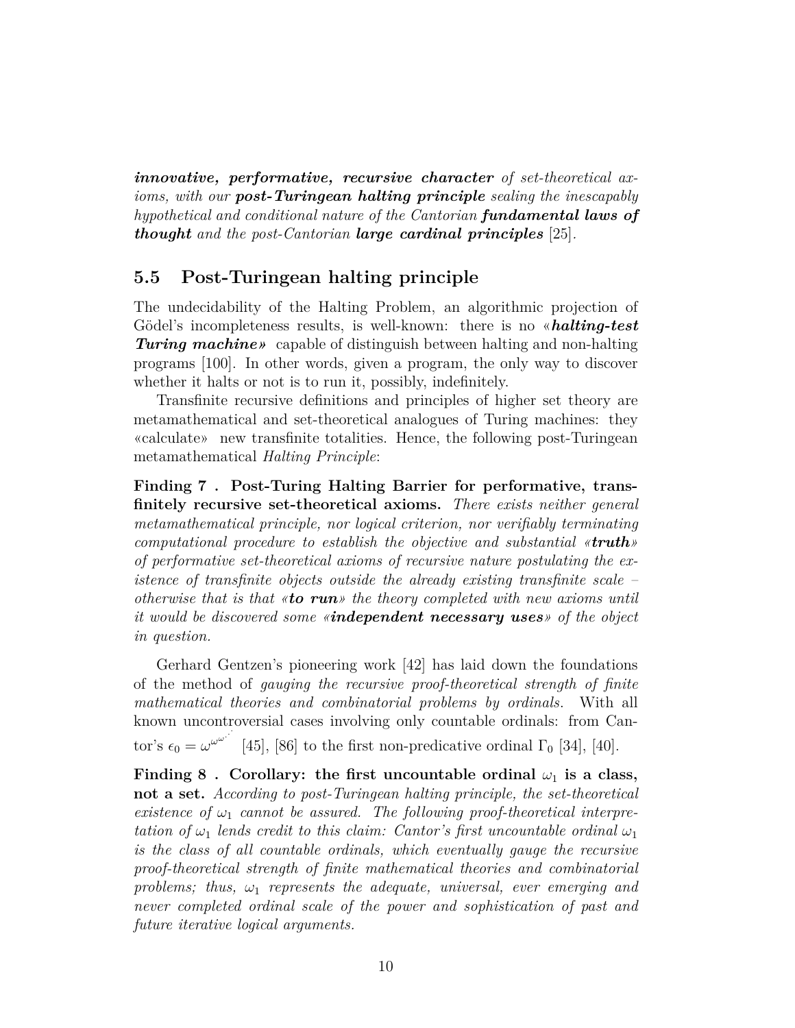***innovative, performative, recursive character*** *of set-theoretical axioms, with our* ***post-Turingean halting principle*** *sealing the inescapably hypothetical and conditional nature of the Cantorian* ***fundamental laws of thought*** *and the post-Cantorian* ***large cardinal principles*** [25].

## 5.5 Post-Turingean halting principle

The undecidability of the Halting Problem, an algorithmic projection of Gödel's incompleteness results, is well-known: there is no «***halting-test Turing machine***» capable of distinguish between halting and non-halting programs [100]. In other words, given a program, the only way to discover whether it halts or not is to run it, possibly, indefinitely.

Transfinite recursive definitions and principles of higher set theory are metamathematical and set-theoretical analogues of Turing machines: they «calculate» new transfinite totalities. Hence, the following post-Turingean metamathematical *Halting Principle*:

**Finding 7 . Post-Turing Halting Barrier for performative, transfinitely recursive set-theoretical axioms.** *There exists neither general metamathematical principle, nor logical criterion, nor verifiably terminating computational procedure to establish the objective and substantial «**truth**» of performative set-theoretical axioms of recursive nature postulating the existence of transfinite objects outside the already existing transfinite scale – otherwise that is that «**to run**» the theory completed with new axioms until it would be discovered some «**independent necessary uses**» of the object in question.*

Gerhard Gentzen's pioneering work [42] has laid down the foundations of the method of *gauging the recursive proof-theoretical strength of finite mathematical theories and combinatorial problems by ordinals.* With all known uncontroversial cases involving only countable ordinals: from Cantor's $\epsilon_0 = \omega^{\omega^{\omega^{\cdot^{\cdot^{\cdot}}}}}$ [45], [86] to the first non-predicative ordinal $\Gamma_0$ [34], [40].

**Finding 8 . Corollary: the first uncountable ordinal $\omega_1$ is a class, not a set.** *According to post-Turingean halting principle, the set-theoretical existence of $\omega_1$ cannot be assured. The following proof-theoretical interpretation of $\omega_1$ lends credit to this claim: Cantor's first uncountable ordinal $\omega_1$ is the class of all countable ordinals, which eventually gauge the recursive proof-theoretical strength of finite mathematical theories and combinatorial problems; thus, $\omega_1$ represents the adequate, universal, ever emerging and never completed ordinal scale of the power and sophistication of past and future iterative logical arguments.*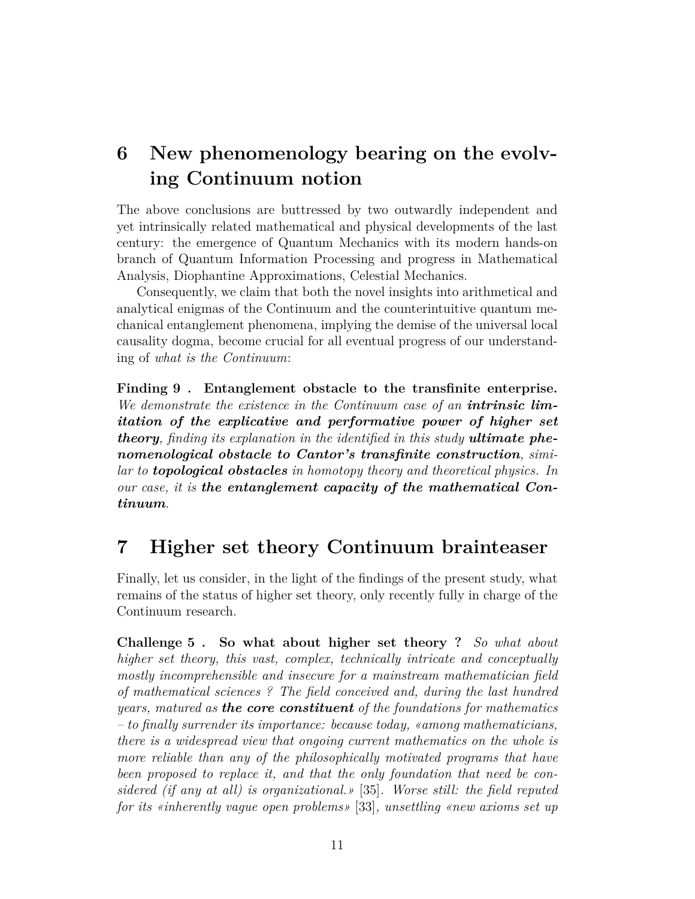## 6 New phenomenology bearing on the evolving Continuum notion

The above conclusions are buttressed by two outwardly independent and yet intrinsically related mathematical and physical developments of the last century: the emergence of Quantum Mechanics with its modern hands-on branch of Quantum Information Processing and progress in Mathematical Analysis, Diophantine Approximations, Celestial Mechanics.

Consequently, we claim that both the novel insights into arithmetical and analytical enigmas of the Continuum and the counterintuitive quantum mechanical entanglement phenomena, implying the demise of the universal local causality dogma, become crucial for all eventual progress of our understanding of *what is the Continuum*:

**Finding 9 . Entanglement obstacle to the transfinite enterprise.** *We demonstrate the existence in the Continuum case of an* ***intrinsic limitation of the explicative and performative power of higher set theory****, finding its explanation in the identified in this study* ***ultimate phenomenological obstacle to Cantor's transfinite construction****, similar to* ***topological obstacles*** *in homotopy theory and theoretical physics. In our case, it is* ***the entanglement capacity of the mathematical Continuum****.*

## 7 Higher set theory Continuum brainteaser

Finally, let us consider, in the light of the findings of the present study, what remains of the status of higher set theory, only recently fully in charge of the Continuum research.

**Challenge 5 . So what about higher set theory ?** *So what about higher set theory, this vast, complex, technically intricate and conceptually mostly incomprehensible and insecure for a mainstream mathematician field of mathematical sciences ? The field conceived and, during the last hundred years, matured as* ***the core constituent*** *of the foundations for mathematics – to finally surrender its importance: because today, «among mathematicians, there is a widespread view that ongoing current mathematics on the whole is more reliable than any of the philosophically motivated programs that have been proposed to replace it, and that the only foundation that need be considered (if any at all) is organizational.»* [35]*. Worse still: the field reputed for its «inherently vague open problems»* [33]*, unsettling «new axioms set up*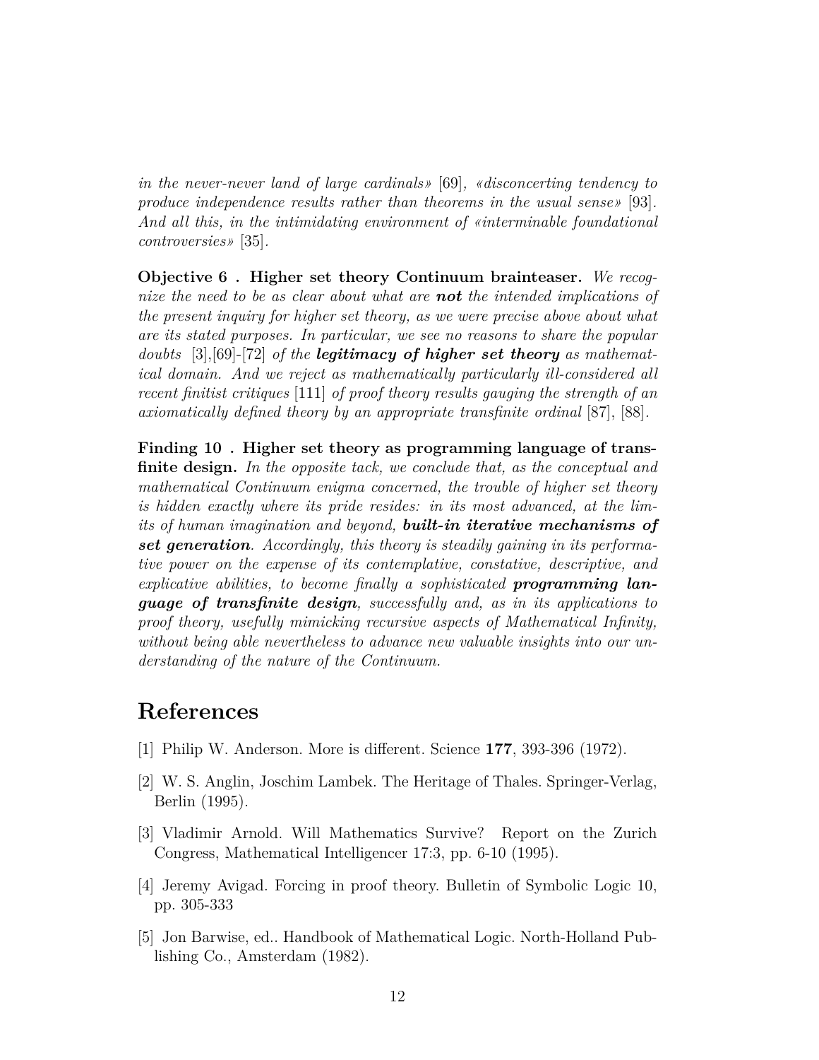*in the never-never land of large cardinals»* [69], *«disconcerting tendency to produce independence results rather than theorems in the usual sense»* [93]. *And all this, in the intimidating environment of «interminable foundational controversies»* [35].

**Objective 6 . Higher set theory Continuum brainteaser.** *We recognize the need to be as clear about what are* ***not*** *the intended implications of the present inquiry for higher set theory, as we were precise above about what are its stated purposes. In particular, we see no reasons to share the popular doubts* [3],[69]-[72] *of the* ***legitimacy of higher set theory*** *as mathematical domain. And we reject as mathematically particularly ill-considered all recent finitist critiques* [111] *of proof theory results gauging the strength of an axiomatically defined theory by an appropriate transfinite ordinal* [87], [88].

**Finding 10 . Higher set theory as programming language of transfinite design.** *In the opposite tack, we conclude that, as the conceptual and mathematical Continuum enigma concerned, the trouble of higher set theory is hidden exactly where its pride resides: in its most advanced, at the limits of human imagination and beyond,* ***built-in iterative mechanisms of set generation****. Accordingly, this theory is steadily gaining in its performative power on the expense of its contemplative, constative, descriptive, and explicative abilities, to become finally a sophisticated* ***programming language of transfinite design****, successfully and, as in its applications to proof theory, usefully mimicking recursive aspects of Mathematical Infinity, without being able nevertheless to advance new valuable insights into our understanding of the nature of the Continuum.*

# References

[1] Philip W. Anderson. More is different. Science **177**, 393-396 (1972).

[2] W. S. Anglin, Joschim Lambek. The Heritage of Thales. Springer-Verlag, Berlin (1995).

[3] Vladimir Arnold. Will Mathematics Survive? Report on the Zurich Congress, Mathematical Intelligencer 17:3, pp. 6-10 (1995).

[4] Jeremy Avigad. Forcing in proof theory. Bulletin of Symbolic Logic 10, pp. 305-333

[5] Jon Barwise, ed.. Handbook of Mathematical Logic. North-Holland Publishing Co., Amsterdam (1982).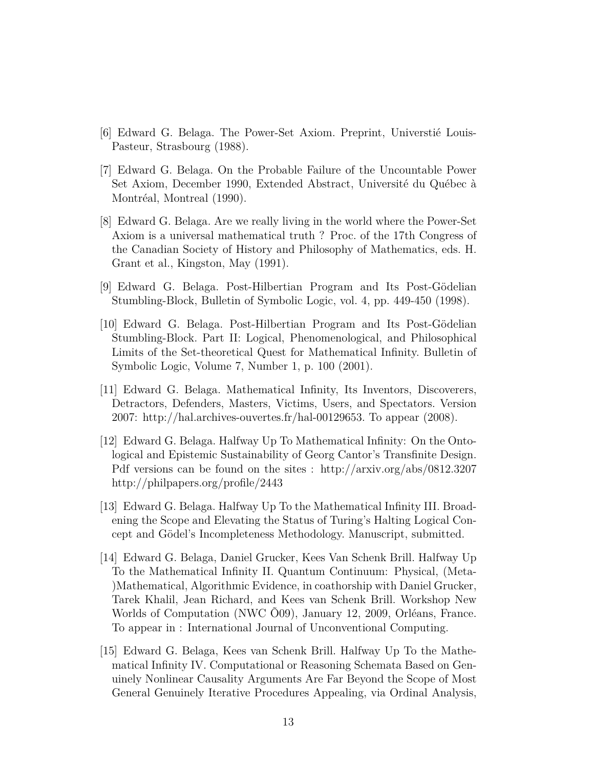[6] Edward G. Belaga. The Power-Set Axiom. Preprint, Universtié Louis-Pasteur, Strasbourg (1988).

[7] Edward G. Belaga. On the Probable Failure of the Uncountable Power Set Axiom, December 1990, Extended Abstract, Université du Québec à Montréal, Montreal (1990).

[8] Edward G. Belaga. Are we really living in the world where the Power-Set Axiom is a universal mathematical truth ? Proc. of the 17th Congress of the Canadian Society of History and Philosophy of Mathematics, eds. H. Grant et al., Kingston, May (1991).

[9] Edward G. Belaga. Post-Hilbertian Program and Its Post-Gödelian Stumbling-Block, Bulletin of Symbolic Logic, vol. 4, pp. 449-450 (1998).

[10] Edward G. Belaga. Post-Hilbertian Program and Its Post-Gödelian Stumbling-Block. Part II: Logical, Phenomenological, and Philosophical Limits of the Set-theoretical Quest for Mathematical Infinity. Bulletin of Symbolic Logic, Volume 7, Number 1, p. 100 (2001).

[11] Edward G. Belaga. Mathematical Infinity, Its Inventors, Discoverers, Detractors, Defenders, Masters, Victims, Users, and Spectators. Version 2007: http://hal.archives-ouvertes.fr/hal-00129653. To appear (2008).

[12] Edward G. Belaga. Halfway Up To Mathematical Infinity: On the Ontological and Epistemic Sustainability of Georg Cantor's Transfinite Design. Pdf versions can be found on the sites : http://arxiv.org/abs/0812.3207 http://philpapers.org/profile/2443

[13] Edward G. Belaga. Halfway Up To the Mathematical Infinity III. Broadening the Scope and Elevating the Status of Turing's Halting Logical Concept and Gödel's Incompleteness Methodology. Manuscript, submitted.

[14] Edward G. Belaga, Daniel Grucker, Kees Van Schenk Brill. Halfway Up To the Mathematical Infinity II. Quantum Continuum: Physical, (Meta-)Mathematical, Algorithmic Evidence, in coathorship with Daniel Grucker, Tarek Khalil, Jean Richard, and Kees van Schenk Brill. Workshop New Worlds of Computation (NWC Õ09), January 12, 2009, Orléans, France. To appear in : International Journal of Unconventional Computing.

[15] Edward G. Belaga, Kees van Schenk Brill. Halfway Up To the Mathematical Infinity IV. Computational or Reasoning Schemata Based on Genuinely Nonlinear Causality Arguments Are Far Beyond the Scope of Most General Genuinely Iterative Procedures Appealing, via Ordinal Analysis,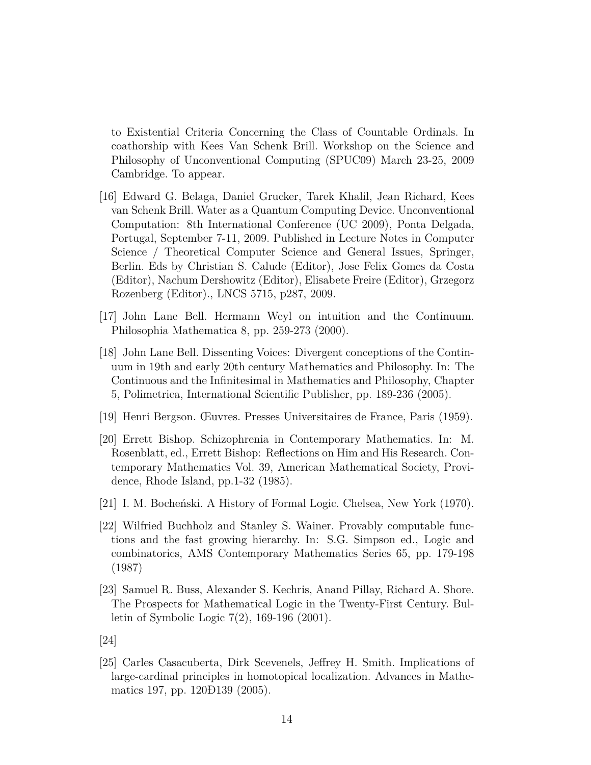to Existential Criteria Concerning the Class of Countable Ordinals. In coathorship with Kees Van Schenk Brill. Workshop on the Science and Philosophy of Unconventional Computing (SPUC09) March 23-25, 2009 Cambridge. To appear.

[16] Edward G. Belaga, Daniel Grucker, Tarek Khalil, Jean Richard, Kees van Schenk Brill. Water as a Quantum Computing Device. Unconventional Computation: 8th International Conference (UC 2009), Ponta Delgada, Portugal, September 7-11, 2009. Published in Lecture Notes in Computer Science / Theoretical Computer Science and General Issues, Springer, Berlin. Eds by Christian S. Calude (Editor), Jose Felix Gomes da Costa (Editor), Nachum Dershowitz (Editor), Elisabete Freire (Editor), Grzegorz Rozenberg (Editor)., LNCS 5715, p287, 2009.

[17] John Lane Bell. Hermann Weyl on intuition and the Continuum. Philosophia Mathematica 8, pp. 259-273 (2000).

[18] John Lane Bell. Dissenting Voices: Divergent conceptions of the Continuum in 19th and early 20th century Mathematics and Philosophy. In: The Continuous and the Infinitesimal in Mathematics and Philosophy, Chapter 5, Polimetrica, International Scientific Publisher, pp. 189-236 (2005).

[19] Henri Bergson. Œuvres. Presses Universitaires de France, Paris (1959).

[20] Errett Bishop. Schizophrenia in Contemporary Mathematics. In: M. Rosenblatt, ed., Errett Bishop: Reflections on Him and His Research. Contemporary Mathematics Vol. 39, American Mathematical Society, Providence, Rhode Island, pp.1-32 (1985).

[21] I. M. Bocheński. A History of Formal Logic. Chelsea, New York (1970).

[22] Wilfried Buchholz and Stanley S. Wainer. Provably computable functions and the fast growing hierarchy. In: S.G. Simpson ed., Logic and combinatorics, AMS Contemporary Mathematics Series 65, pp. 179-198 (1987)

[23] Samuel R. Buss, Alexander S. Kechris, Anand Pillay, Richard A. Shore. The Prospects for Mathematical Logic in the Twenty-First Century. Bulletin of Symbolic Logic 7(2), 169-196 (2001).

[24]

[25] Carles Casacuberta, Dirk Scevenels, Jeffrey H. Smith. Implications of large-cardinal principles in homotopical localization. Advances in Mathematics 197, pp. 120Ð139 (2005).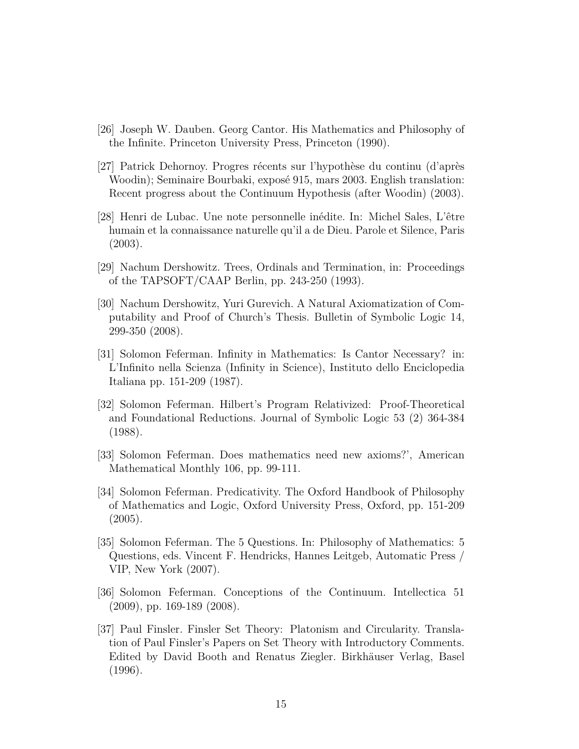[26] Joseph W. Dauben. Georg Cantor. His Mathematics and Philosophy of the Infinite. Princeton University Press, Princeton (1990).

[27] Patrick Dehornoy. Progres récents sur l'hypothèse du continu (d'après Woodin); Seminaire Bourbaki, exposé 915, mars 2003. English translation: Recent progress about the Continuum Hypothesis (after Woodin) (2003).

[28] Henri de Lubac. Une note personnelle inédite. In: Michel Sales, L'être humain et la connaissance naturelle qu'il a de Dieu. Parole et Silence, Paris (2003).

[29] Nachum Dershowitz. Trees, Ordinals and Termination, in: Proceedings of the TAPSOFT/CAAP Berlin, pp. 243-250 (1993).

[30] Nachum Dershowitz, Yuri Gurevich. A Natural Axiomatization of Computability and Proof of Church's Thesis. Bulletin of Symbolic Logic 14, 299-350 (2008).

[31] Solomon Feferman. Infinity in Mathematics: Is Cantor Necessary? in: L'Infinito nella Scienza (Infinity in Science), Instituto dello Enciclopedia Italiana pp. 151-209 (1987).

[32] Solomon Feferman. Hilbert's Program Relativized: Proof-Theoretical and Foundational Reductions. Journal of Symbolic Logic 53 (2) 364-384 (1988).

[33] Solomon Feferman. Does mathematics need new axioms?', American Mathematical Monthly 106, pp. 99-111.

[34] Solomon Feferman. Predicativity. The Oxford Handbook of Philosophy of Mathematics and Logic, Oxford University Press, Oxford, pp. 151-209 (2005).

[35] Solomon Feferman. The 5 Questions. In: Philosophy of Mathematics: 5 Questions, eds. Vincent F. Hendricks, Hannes Leitgeb, Automatic Press / VIP, New York (2007).

[36] Solomon Feferman. Conceptions of the Continuum. Intellectica 51 (2009), pp. 169-189 (2008).

[37] Paul Finsler. Finsler Set Theory: Platonism and Circularity. Translation of Paul Finsler's Papers on Set Theory with Introductory Comments. Edited by David Booth and Renatus Ziegler. Birkhäuser Verlag, Basel (1996).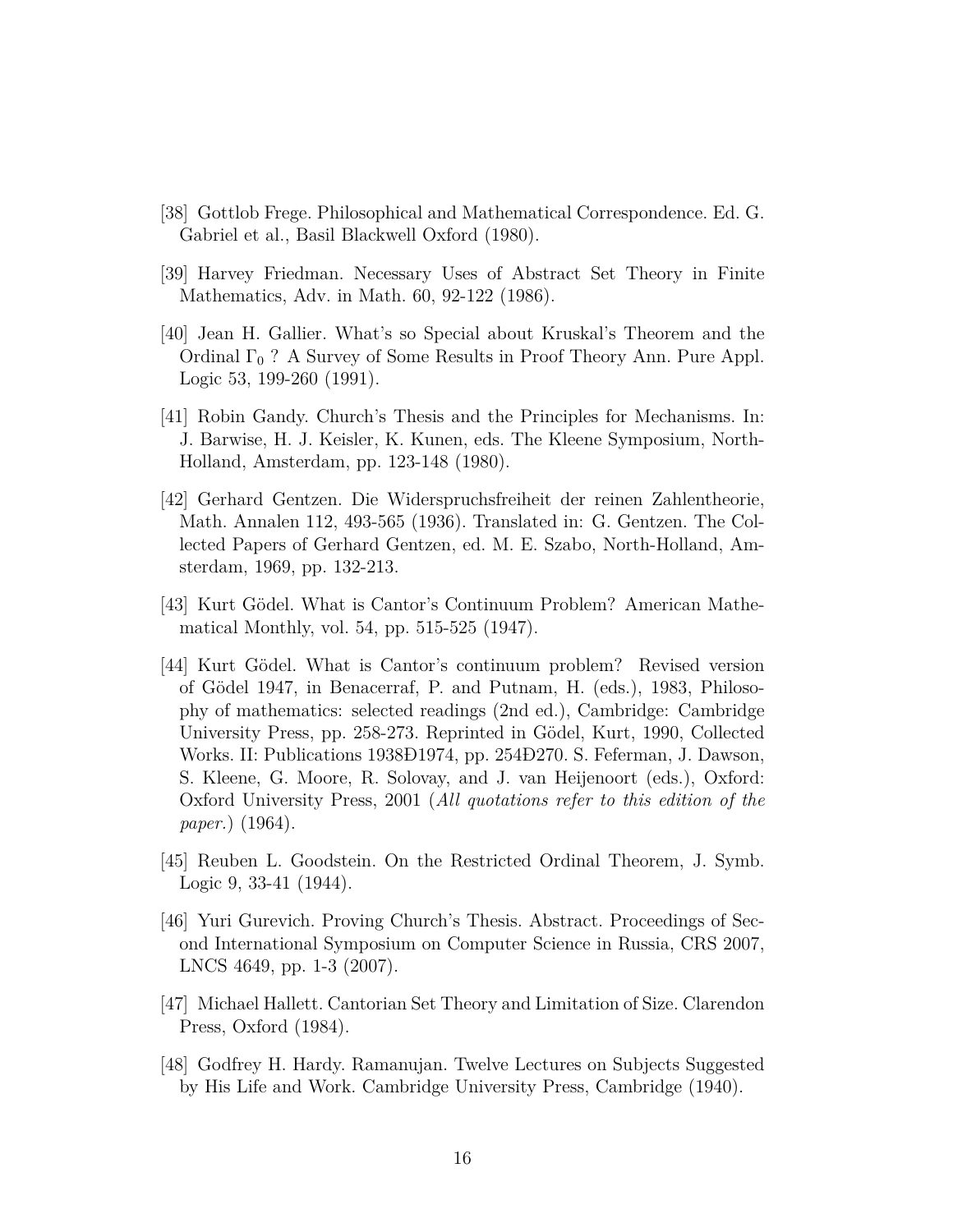[38] Gottlob Frege. Philosophical and Mathematical Correspondence. Ed. G. Gabriel et al., Basil Blackwell Oxford (1980).

[39] Harvey Friedman. Necessary Uses of Abstract Set Theory in Finite Mathematics, Adv. in Math. 60, 92-122 (1986).

[40] Jean H. Gallier. What's so Special about Kruskal's Theorem and the Ordinal $\Gamma_0$ ? A Survey of Some Results in Proof Theory Ann. Pure Appl. Logic 53, 199-260 (1991).

[41] Robin Gandy. Church's Thesis and the Principles for Mechanisms. In: J. Barwise, H. J. Keisler, K. Kunen, eds. The Kleene Symposium, North-Holland, Amsterdam, pp. 123-148 (1980).

[42] Gerhard Gentzen. Die Widerspruchsfreiheit der reinen Zahlentheorie, Math. Annalen 112, 493-565 (1936). Translated in: G. Gentzen. The Collected Papers of Gerhard Gentzen, ed. M. E. Szabo, North-Holland, Amsterdam, 1969, pp. 132-213.

[43] Kurt Gödel. What is Cantor's Continuum Problem? American Mathematical Monthly, vol. 54, pp. 515-525 (1947).

[44] Kurt Gödel. What is Cantor's continuum problem? Revised version of Gödel 1947, in Benacerraf, P. and Putnam, H. (eds.), 1983, Philosophy of mathematics: selected readings (2nd ed.), Cambridge: Cambridge University Press, pp. 258-273. Reprinted in Gödel, Kurt, 1990, Collected Works. II: Publications 1938Ð1974, pp. 254Ð270. S. Feferman, J. Dawson, S. Kleene, G. Moore, R. Solovay, and J. van Heijenoort (eds.), Oxford: Oxford University Press, 2001 (*All quotations refer to this edition of the paper.*) (1964).

[45] Reuben L. Goodstein. On the Restricted Ordinal Theorem, J. Symb. Logic 9, 33-41 (1944).

[46] Yuri Gurevich. Proving Church's Thesis. Abstract. Proceedings of Second International Symposium on Computer Science in Russia, CRS 2007, LNCS 4649, pp. 1-3 (2007).

[47] Michael Hallett. Cantorian Set Theory and Limitation of Size. Clarendon Press, Oxford (1984).

[48] Godfrey H. Hardy. Ramanujan. Twelve Lectures on Subjects Suggested by His Life and Work. Cambridge University Press, Cambridge (1940).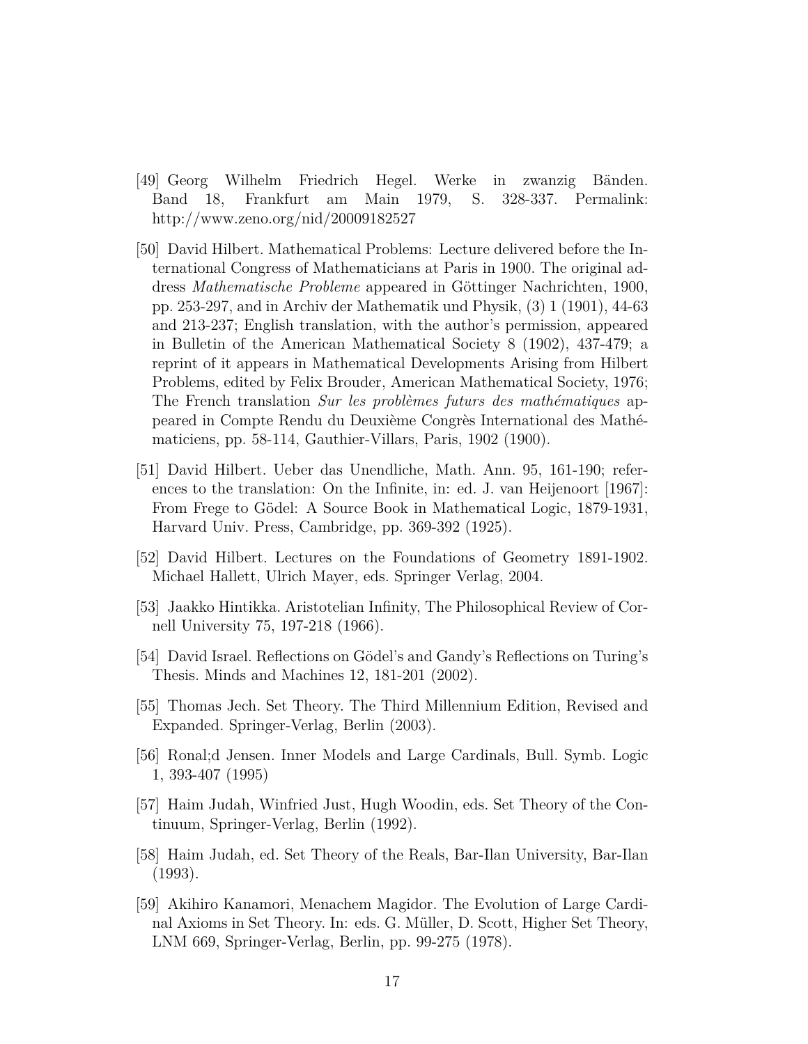[49] Georg Wilhelm Friedrich Hegel. Werke in zwanzig Bänden. Band 18, Frankfurt am Main 1979, S. 328-337. Permalink: http://www.zeno.org/nid/20009182527

[50] David Hilbert. Mathematical Problems: Lecture delivered before the International Congress of Mathematicians at Paris in 1900. The original address *Mathematische Probleme* appeared in Göttinger Nachrichten, 1900, pp. 253-297, and in Archiv der Mathematik und Physik, (3) 1 (1901), 44-63 and 213-237; English translation, with the author's permission, appeared in Bulletin of the American Mathematical Society 8 (1902), 437-479; a reprint of it appears in Mathematical Developments Arising from Hilbert Problems, edited by Felix Brouder, American Mathematical Society, 1976; The French translation *Sur les problèmes futurs des mathématiques* appeared in Compte Rendu du Deuxième Congrès International des Mathématiciens, pp. 58-114, Gauthier-Villars, Paris, 1902 (1900).

[51] David Hilbert. Ueber das Unendliche, Math. Ann. 95, 161-190; references to the translation: On the Infinite, in: ed. J. van Heijenoort [1967]: From Frege to Gödel: A Source Book in Mathematical Logic, 1879-1931, Harvard Univ. Press, Cambridge, pp. 369-392 (1925).

[52] David Hilbert. Lectures on the Foundations of Geometry 1891-1902. Michael Hallett, Ulrich Mayer, eds. Springer Verlag, 2004.

[53] Jaakko Hintikka. Aristotelian Infinity, The Philosophical Review of Cornell University 75, 197-218 (1966).

[54] David Israel. Reflections on Gödel's and Gandy's Reflections on Turing's Thesis. Minds and Machines 12, 181-201 (2002).

[55] Thomas Jech. Set Theory. The Third Millennium Edition, Revised and Expanded. Springer-Verlag, Berlin (2003).

[56] Ronal;d Jensen. Inner Models and Large Cardinals, Bull. Symb. Logic 1, 393-407 (1995)

[57] Haim Judah, Winfried Just, Hugh Woodin, eds. Set Theory of the Continuum, Springer-Verlag, Berlin (1992).

[58] Haim Judah, ed. Set Theory of the Reals, Bar-Ilan University, Bar-Ilan (1993).

[59] Akihiro Kanamori, Menachem Magidor. The Evolution of Large Cardinal Axioms in Set Theory. In: eds. G. Müller, D. Scott, Higher Set Theory, LNM 669, Springer-Verlag, Berlin, pp. 99-275 (1978).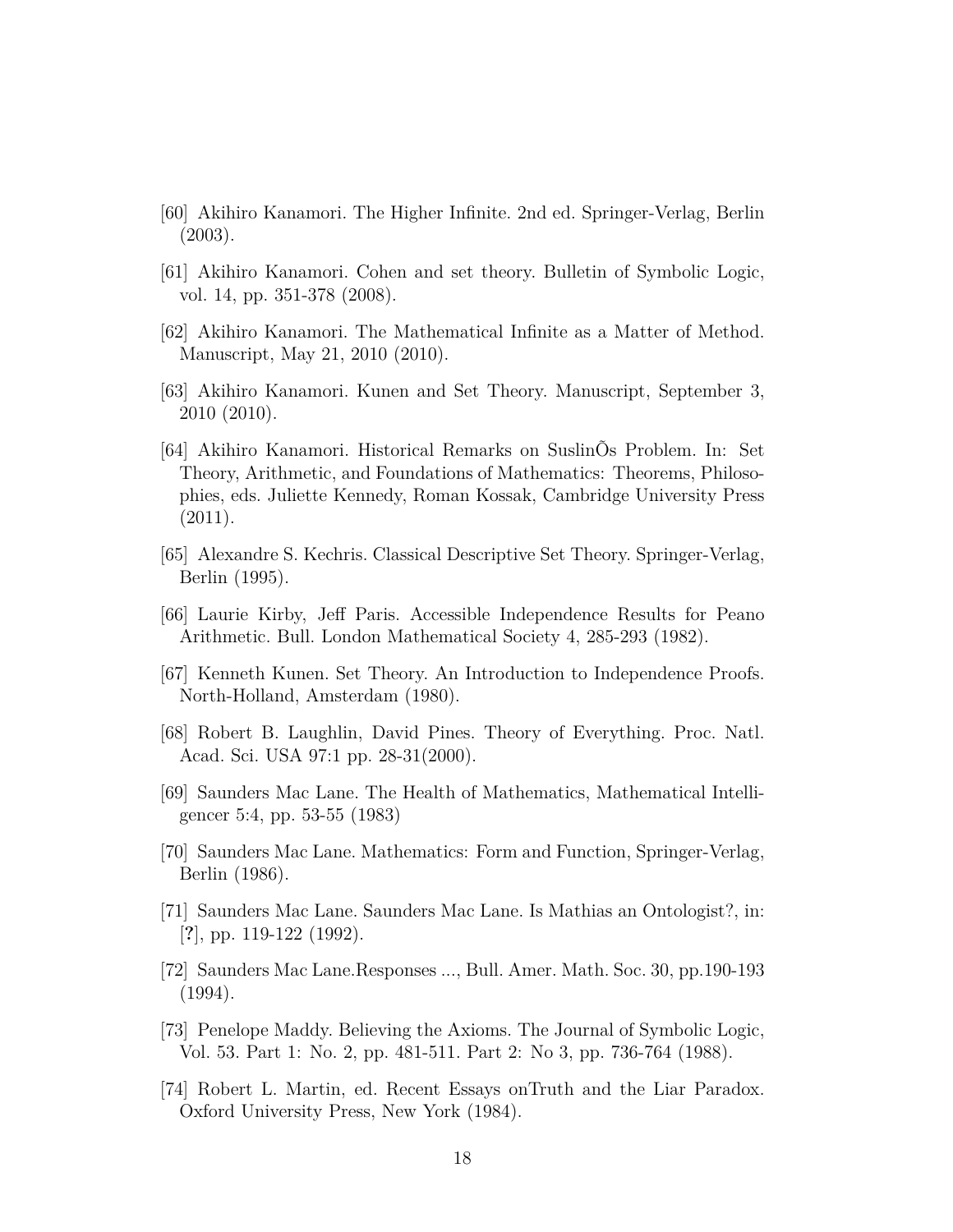[60] Akihiro Kanamori. The Higher Infinite. 2nd ed. Springer-Verlag, Berlin (2003).

[61] Akihiro Kanamori. Cohen and set theory. Bulletin of Symbolic Logic, vol. 14, pp. 351-378 (2008).

[62] Akihiro Kanamori. The Mathematical Infinite as a Matter of Method. Manuscript, May 21, 2010 (2010).

[63] Akihiro Kanamori. Kunen and Set Theory. Manuscript, September 3, 2010 (2010).

[64] Akihiro Kanamori. Historical Remarks on SuslinÕs Problem. In: Set Theory, Arithmetic, and Foundations of Mathematics: Theorems, Philosophies, eds. Juliette Kennedy, Roman Kossak, Cambridge University Press (2011).

[65] Alexandre S. Kechris. Classical Descriptive Set Theory. Springer-Verlag, Berlin (1995).

[66] Laurie Kirby, Jeff Paris. Accessible Independence Results for Peano Arithmetic. Bull. London Mathematical Society 4, 285-293 (1982).

[67] Kenneth Kunen. Set Theory. An Introduction to Independence Proofs. North-Holland, Amsterdam (1980).

[68] Robert B. Laughlin, David Pines. Theory of Everything. Proc. Natl. Acad. Sci. USA 97:1 pp. 28-31(2000).

[69] Saunders Mac Lane. The Health of Mathematics, Mathematical Intelligencer 5:4, pp. 53-55 (1983)

[70] Saunders Mac Lane. Mathematics: Form and Function, Springer-Verlag, Berlin (1986).

[71] Saunders Mac Lane. Saunders Mac Lane. Is Mathias an Ontologist?, in: [**?**], pp. 119-122 (1992).

[72] Saunders Mac Lane.Responses ..., Bull. Amer. Math. Soc. 30, pp.190-193 (1994).

[73] Penelope Maddy. Believing the Axioms. The Journal of Symbolic Logic, Vol. 53. Part 1: No. 2, pp. 481-511. Part 2: No 3, pp. 736-764 (1988).

[74] Robert L. Martin, ed. Recent Essays onTruth and the Liar Paradox. Oxford University Press, New York (1984).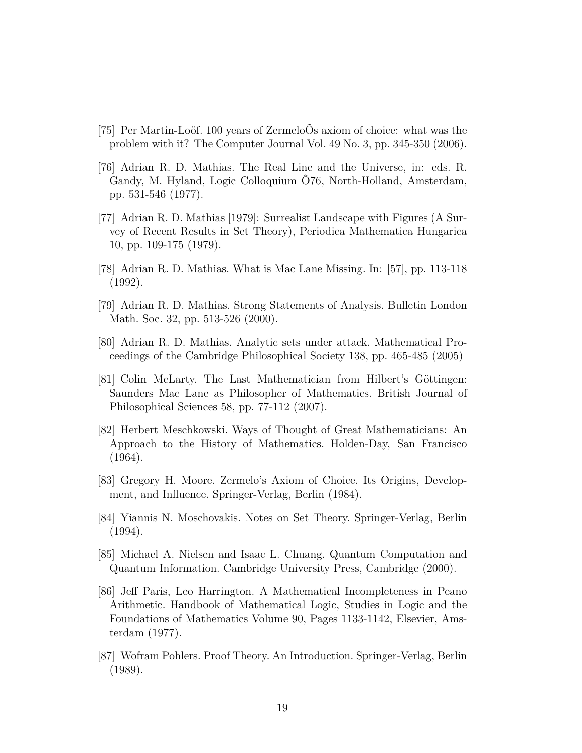[75] Per Martin-Loöf. 100 years of ZermeloÕs axiom of choice: what was the problem with it? The Computer Journal Vol. 49 No. 3, pp. 345-350 (2006).

[76] Adrian R. D. Mathias. The Real Line and the Universe, in: eds. R. Gandy, M. Hyland, Logic Colloquium Ô76, North-Holland, Amsterdam, pp. 531-546 (1977).

[77] Adrian R. D. Mathias [1979]: Surrealist Landscape with Figures (A Survey of Recent Results in Set Theory), Periodica Mathematica Hungarica 10, pp. 109-175 (1979).

[78] Adrian R. D. Mathias. What is Mac Lane Missing. In: [57], pp. 113-118 (1992).

[79] Adrian R. D. Mathias. Strong Statements of Analysis. Bulletin London Math. Soc. 32, pp. 513-526 (2000).

[80] Adrian R. D. Mathias. Analytic sets under attack. Mathematical Proceedings of the Cambridge Philosophical Society 138, pp. 465-485 (2005)

[81] Colin McLarty. The Last Mathematician from Hilbert's Göttingen: Saunders Mac Lane as Philosopher of Mathematics. British Journal of Philosophical Sciences 58, pp. 77-112 (2007).

[82] Herbert Meschkowski. Ways of Thought of Great Mathematicians: An Approach to the History of Mathematics. Holden-Day, San Francisco (1964).

[83] Gregory H. Moore. Zermelo's Axiom of Choice. Its Origins, Development, and Influence. Springer-Verlag, Berlin (1984).

[84] Yiannis N. Moschovakis. Notes on Set Theory. Springer-Verlag, Berlin (1994).

[85] Michael A. Nielsen and Isaac L. Chuang. Quantum Computation and Quantum Information. Cambridge University Press, Cambridge (2000).

[86] Jeff Paris, Leo Harrington. A Mathematical Incompleteness in Peano Arithmetic. Handbook of Mathematical Logic, Studies in Logic and the Foundations of Mathematics Volume 90, Pages 1133-1142, Elsevier, Amsterdam (1977).

[87] Wofram Pohlers. Proof Theory. An Introduction. Springer-Verlag, Berlin (1989).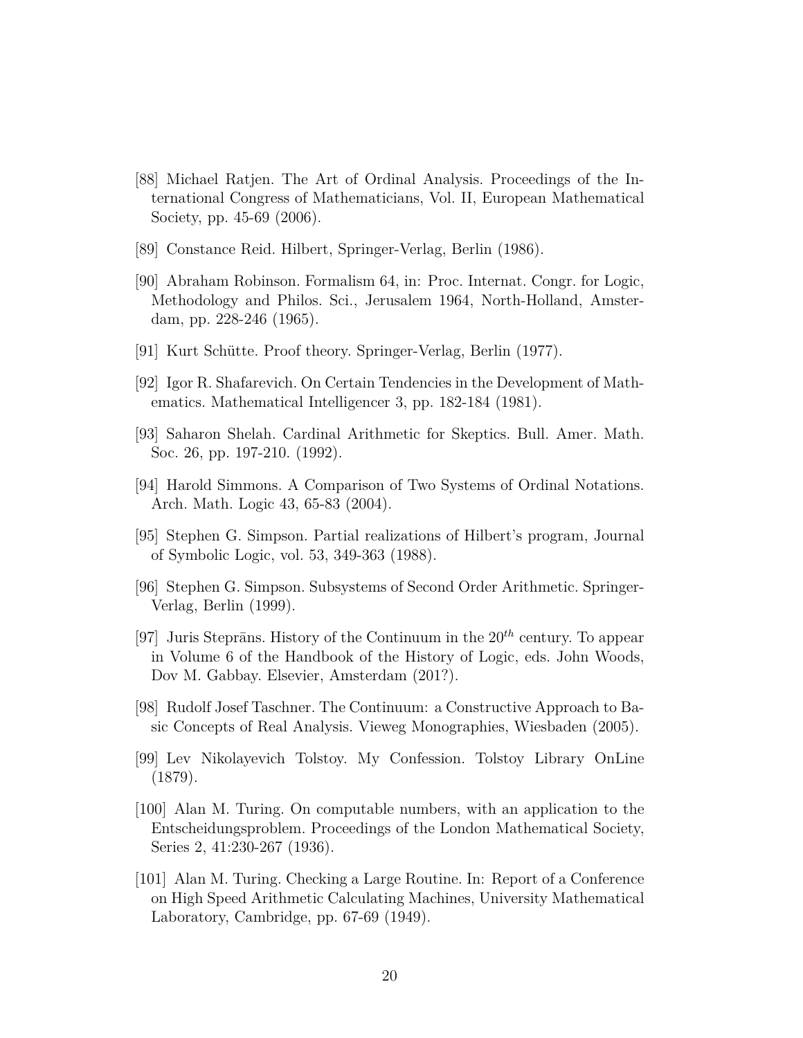[88] Michael Ratjen. The Art of Ordinal Analysis. Proceedings of the International Congress of Mathematicians, Vol. II, European Mathematical Society, pp. 45-69 (2006).

[89] Constance Reid. Hilbert, Springer-Verlag, Berlin (1986).

[90] Abraham Robinson. Formalism 64, in: Proc. Internat. Congr. for Logic, Methodology and Philos. Sci., Jerusalem 1964, North-Holland, Amsterdam, pp. 228-246 (1965).

[91] Kurt Schütte. Proof theory. Springer-Verlag, Berlin (1977).

[92] Igor R. Shafarevich. On Certain Tendencies in the Development of Mathematics. Mathematical Intelligencer 3, pp. 182-184 (1981).

[93] Saharon Shelah. Cardinal Arithmetic for Skeptics. Bull. Amer. Math. Soc. 26, pp. 197-210. (1992).

[94] Harold Simmons. A Comparison of Two Systems of Ordinal Notations. Arch. Math. Logic 43, 65-83 (2004).

[95] Stephen G. Simpson. Partial realizations of Hilbert's program, Journal of Symbolic Logic, vol. 53, 349-363 (1988).

[96] Stephen G. Simpson. Subsystems of Second Order Arithmetic. Springer-Verlag, Berlin (1999).

[97] Juris Steprāns. History of the Continuum in the $20^{th}$ century. To appear in Volume 6 of the Handbook of the History of Logic, eds. John Woods, Dov M. Gabbay. Elsevier, Amsterdam (201?).

[98] Rudolf Josef Taschner. The Continuum: a Constructive Approach to Basic Concepts of Real Analysis. Vieweg Monographies, Wiesbaden (2005).

[99] Lev Nikolayevich Tolstoy. My Confession. Tolstoy Library OnLine (1879).

[100] Alan M. Turing. On computable numbers, with an application to the Entscheidungsproblem. Proceedings of the London Mathematical Society, Series 2, 41:230-267 (1936).

[101] Alan M. Turing. Checking a Large Routine. In: Report of a Conference on High Speed Arithmetic Calculating Machines, University Mathematical Laboratory, Cambridge, pp. 67-69 (1949).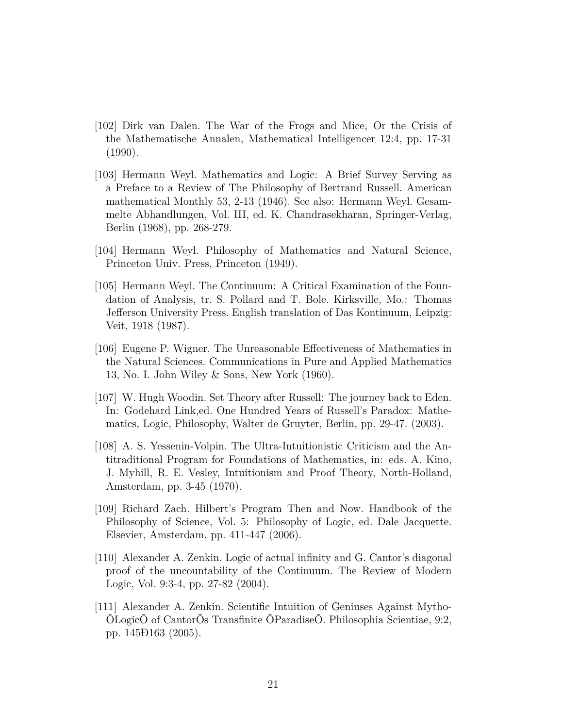[102] Dirk van Dalen. The War of the Frogs and Mice, Or the Crisis of the Mathematische Annalen, Mathematical Intelligencer 12:4, pp. 17-31 (1990).

[103] Hermann Weyl. Mathematics and Logic: A Brief Survey Serving as a Preface to a Review of The Philosophy of Bertrand Russell. American mathematical Monthly 53, 2-13 (1946). See also: Hermann Weyl. Gesammelte Abhandlungen, Vol. III, ed. K. Chandrasekharan, Springer-Verlag, Berlin (1968), pp. 268-279.

[104] Hermann Weyl. Philosophy of Mathematics and Natural Science, Princeton Univ. Press, Princeton (1949).

[105] Hermann Weyl. The Continuum: A Critical Examination of the Foundation of Analysis, tr. S. Pollard and T. Bole. Kirksville, Mo.: Thomas Jefferson University Press. English translation of Das Kontinuum, Leipzig: Veit, 1918 (1987).

[106] Eugene P. Wigner. The Unreasonable Effectiveness of Mathematics in the Natural Sciences. Communications in Pure and Applied Mathematics 13, No. I. John Wiley & Sons, New York (1960).

[107] W. Hugh Woodin. Set Theory after Russell: The journey back to Eden. In: Godehard Link,ed. One Hundred Years of Russell's Paradox: Mathematics, Logic, Philosophy, Walter de Gruyter, Berlin, pp. 29-47. (2003).

[108] A. S. Yessenin-Volpin. The Ultra-Intuitionistic Criticism and the Antitraditional Program for Foundations of Mathematics, in: eds. A. Kino, J. Myhill, R. E. Vesley, Intuitionism and Proof Theory, North-Holland, Amsterdam, pp. 3-45 (1970).

[109] Richard Zach. Hilbert's Program Then and Now. Handbook of the Philosophy of Science, Vol. 5: Philosophy of Logic, ed. Dale Jacquette. Elsevier, Amsterdam, pp. 411-447 (2006).

[110] Alexander A. Zenkin. Logic of actual infinity and G. Cantor's diagonal proof of the uncountability of the Continuum. The Review of Modern Logic, Vol. 9:3-4, pp. 27-82 (2004).

[111] Alexander A. Zenkin. Scientific Intuition of Geniuses Against Mytho-ÔLogicÕ of CantorÕs Transfinite ÔParadiseÕ. Philosophia Scientiae, 9:2, pp. 145Ð163 (2005).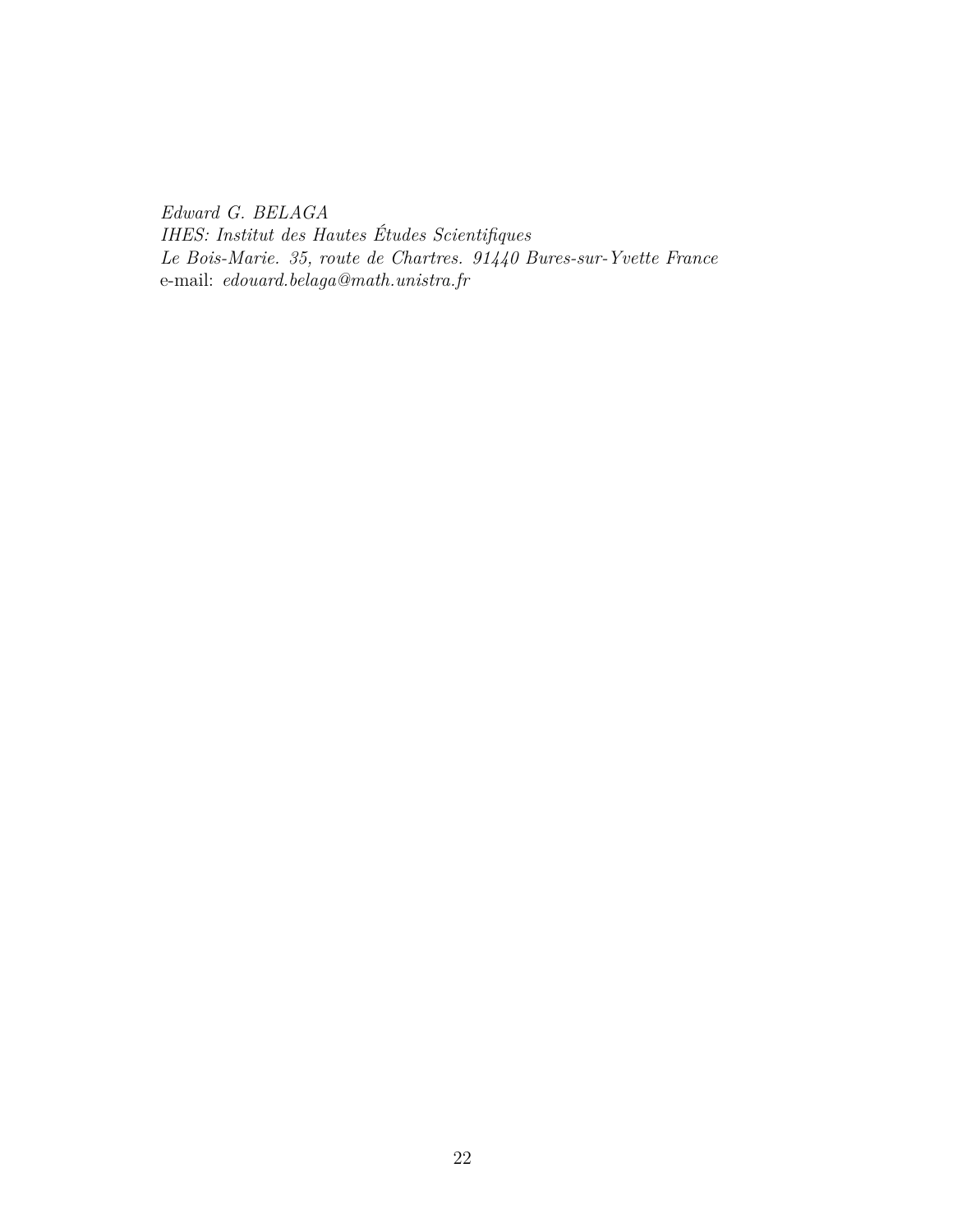*Edward G. BELAGA*
*IHES: Institut des Hautes Études Scientifiques*
*Le Bois-Marie. 35, route de Chartres. 91440 Bures-sur-Yvette France*
e-mail: *edouard.belaga@math.unistra.fr*